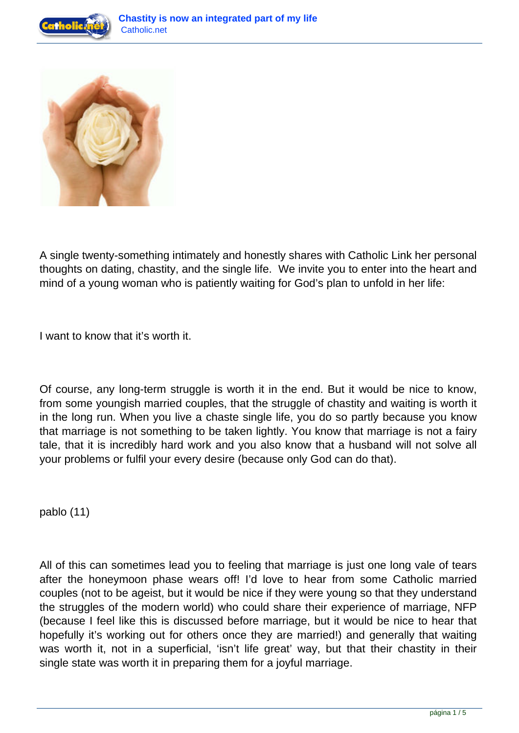A single twenty-something intimately and honestly shares with Catholic Link her personal thoughts on dating, chastity, and the single life. We invite you to enter into the heart and mind of a young woman who is patiently waiting for God's plan to unfold in her life:

I want to know that it's worth it.

Of course, any long-term struggle is worth it in the end. But it would be nice to know, from some youngish married couples, that the struggle of chastity and waiting is worth it in the long run. When you live a chaste single life, you do so partly because you know that marriage is not something to be taken lightly. You know that marriage is not a fairy tale, that it is incredibly hard work and you also know that a husband will not solve all your problems or fulfil your every desire (because only God can do that).

pablo (11)

All of this can sometimes lead you to feeling that marriage is just one long vale of tears after the honeymoon phase wears off! I'd love to hear from some Catholic married couples (not to be ageist, but it would be nice if they were young so that they understand the struggles of the modern world) who could share their experience of marriage, NFP (because I feel like this is discussed before marriage, but it would be nice to hear that hopefully it's working out for others once they are married!) and generally that waiting was worth it, not in a superficial, 'isn't life great' way, but that their chastity in their single state was worth it in preparing them for a joyful marriage.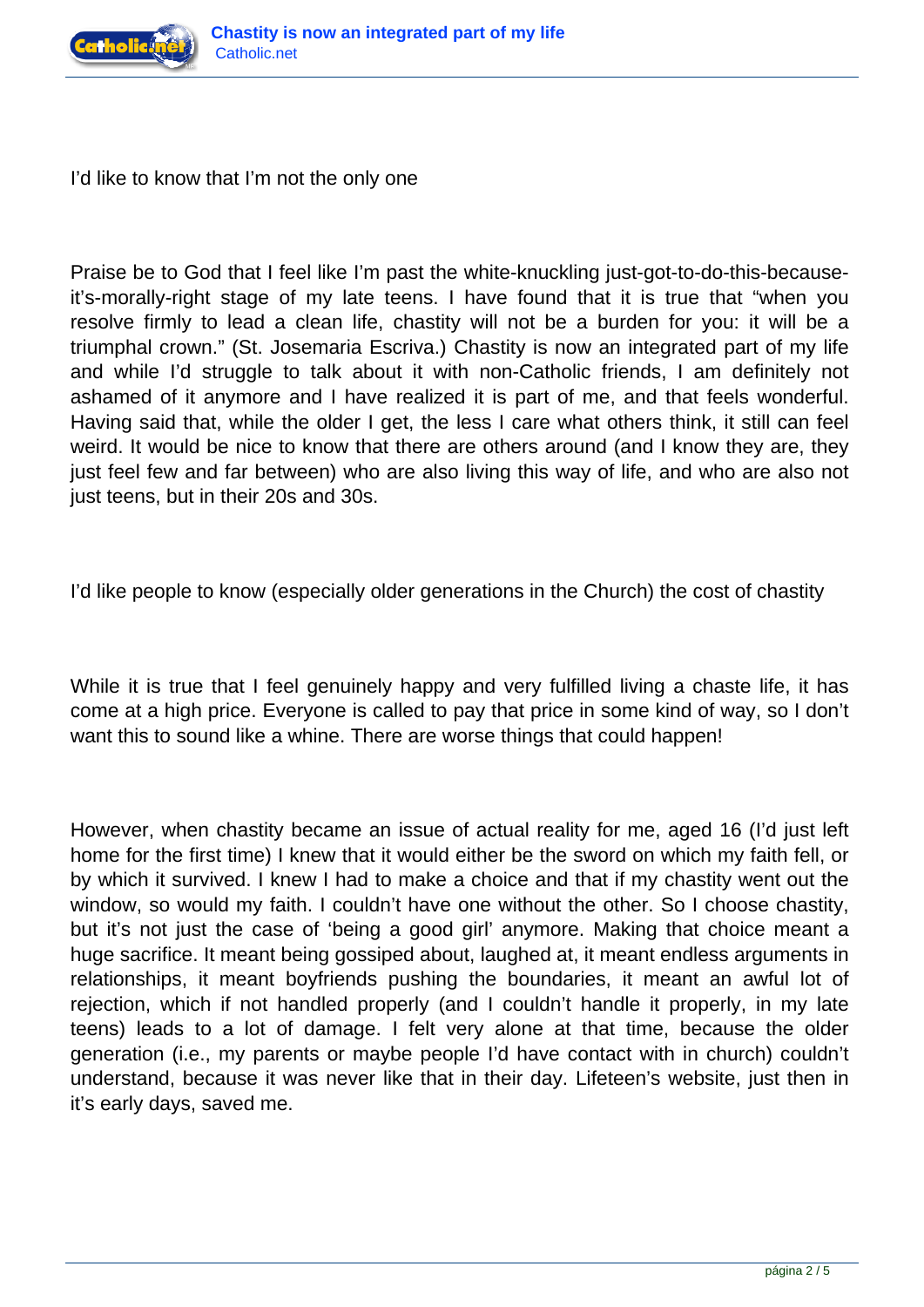I'd like to know that I'm not the only one

Praise be to God that I feel like I'm past the white-knuckling just-got-to-do-this-because-it's-morally-right stage of my late teens. I have found that it is true that "when you resolve firmly to lead a clean life, chastity will not be a burden for you: it will be a triumphal crown." (St. Josemaria Escriva.) Chastity is now an integrated part of my life and while I'd struggle to talk about it with non-Catholic friends, I am definitely not ashamed of it anymore and I have realized it is part of me, and that feels wonderful. Having said that, while the older I get, the less I care what others think, it still can feel weird. It would be nice to know that there are others around (and I know they are, they just feel few and far between) who are also living this way of life, and who are also not just teens, but in their 20s and 30s.

I'd like people to know (especially older generations in the Church) the cost of chastity

While it is true that I feel genuinely happy and very fulfilled living a chaste life, it has come at a high price. Everyone is called to pay that price in some kind of way, so I don't want this to sound like a whine. There are worse things that could happen!

However, when chastity became an issue of actual reality for me, aged 16 (I'd just left home for the first time) I knew that it would either be the sword on which my faith fell, or by which it survived. I knew I had to make a choice and that if my chastity went out the window, so would my faith. I couldn't have one without the other. So I choose chastity, but it's not just the case of 'being a good girl' anymore. Making that choice meant a huge sacrifice. It meant being gossiped about, laughed at, it meant endless arguments in relationships, it meant boyfriends pushing the boundaries, it meant an awful lot of rejection, which if not handled properly (and I couldn't handle it properly, in my late teens) leads to a lot of damage. I felt very alone at that time, because the older generation (i.e., my parents or maybe people I'd have contact with in church) couldn't understand, because it was never like that in their day. Lifeteen's website, just then in it's early days, saved me.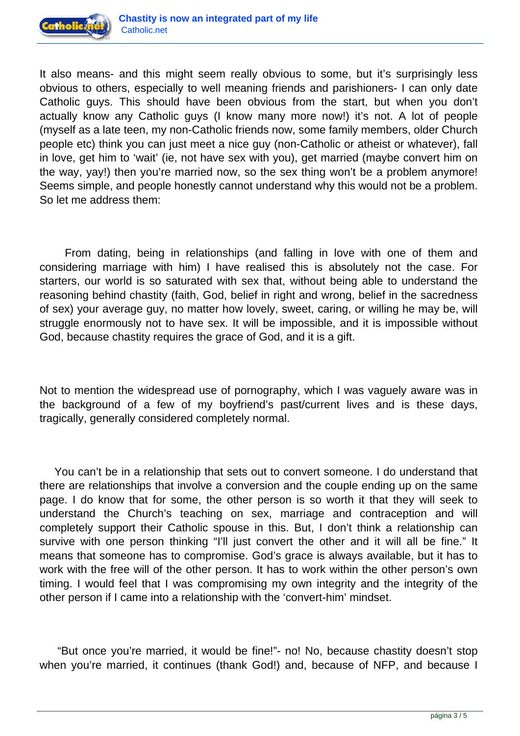It also means- and this might seem really obvious to some, but it's surprisingly less obvious to others, especially to well meaning friends and parishioners- I can only date Catholic guys. This should have been obvious from the start, but when you don't actually know any Catholic guys (I know many more now!) it's not. A lot of people (myself as a late teen, my non-Catholic friends now, some family members, older Church people etc) think you can just meet a nice guy (non-Catholic or atheist or whatever), fall in love, get him to 'wait' (ie, not have sex with you), get married (maybe convert him on the way, yay!) then you're married now, so the sex thing won't be a problem anymore! Seems simple, and people honestly cannot understand why this would not be a problem. So let me address them:

From dating, being in relationships (and falling in love with one of them and considering marriage with him) I have realised this is absolutely not the case. For starters, our world is so saturated with sex that, without being able to understand the reasoning behind chastity (faith, God, belief in right and wrong, belief in the sacredness of sex) your average guy, no matter how lovely, sweet, caring, or willing he may be, will struggle enormously not to have sex. It will be impossible, and it is impossible without God, because chastity requires the grace of God, and it is a gift.

Not to mention the widespread use of pornography, which I was vaguely aware was in the background of a few of my boyfriend's past/current lives and is these days, tragically, generally considered completely normal.

You can't be in a relationship that sets out to convert someone. I do understand that there are relationships that involve a conversion and the couple ending up on the same page. I do know that for some, the other person is so worth it that they will seek to understand the Church's teaching on sex, marriage and contraception and will completely support their Catholic spouse in this. But, I don't think a relationship can survive with one person thinking "I'll just convert the other and it will all be fine." It means that someone has to compromise. God's grace is always available, but it has to work with the free will of the other person. It has to work within the other person's own timing. I would feel that I was compromising my own integrity and the integrity of the other person if I came into a relationship with the 'convert-him' mindset.

"But once you're married, it would be fine!"- no! No, because chastity doesn't stop when you're married, it continues (thank God!) and, because of NFP, and because I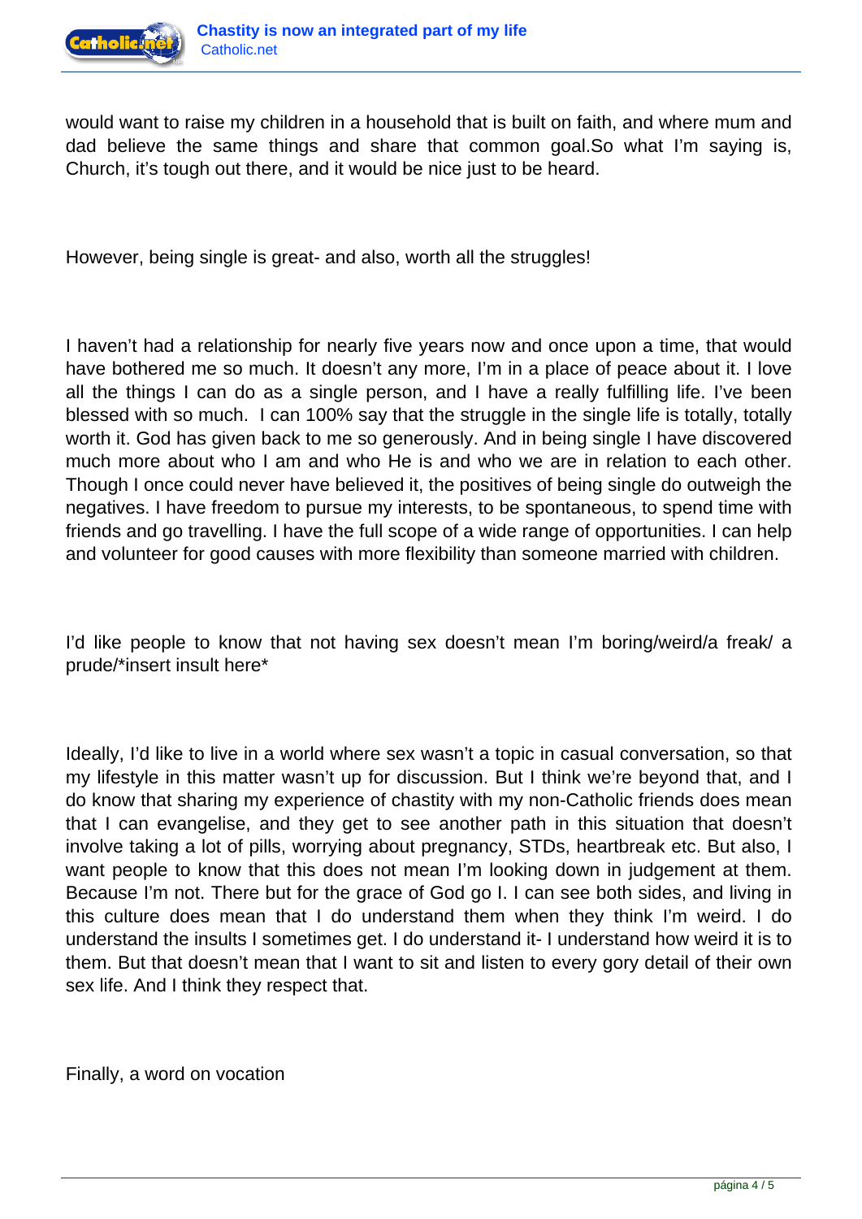would want to raise my children in a household that is built on faith, and where mum and dad believe the same things and share that common goal.So what I'm saying is, Church, it's tough out there, and it would be nice just to be heard.

However, being single is great- and also, worth all the struggles!

I haven't had a relationship for nearly five years now and once upon a time, that would have bothered me so much. It doesn't any more, I'm in a place of peace about it. I love all the things I can do as a single person, and I have a really fulfilling life. I've been blessed with so much. I can 100% say that the struggle in the single life is totally, totally worth it. God has given back to me so generously. And in being single I have discovered much more about who I am and who He is and who we are in relation to each other. Though I once could never have believed it, the positives of being single do outweigh the negatives. I have freedom to pursue my interests, to be spontaneous, to spend time with friends and go travelling. I have the full scope of a wide range of opportunities. I can help and volunteer for good causes with more flexibility than someone married with children.

I'd like people to know that not having sex doesn't mean I'm boring/weird/a freak/ a prude/*insert insult here*

Ideally, I'd like to live in a world where sex wasn't a topic in casual conversation, so that my lifestyle in this matter wasn't up for discussion. But I think we're beyond that, and I do know that sharing my experience of chastity with my non-Catholic friends does mean that I can evangelise, and they get to see another path in this situation that doesn't involve taking a lot of pills, worrying about pregnancy, STDs, heartbreak etc. But also, I want people to know that this does not mean I'm looking down in judgement at them. Because I'm not. There but for the grace of God go I. I can see both sides, and living in this culture does mean that I do understand them when they think I'm weird. I do understand the insults I sometimes get. I do understand it- I understand how weird it is to them. But that doesn't mean that I want to sit and listen to every gory detail of their own sex life. And I think they respect that.

Finally, a word on vocation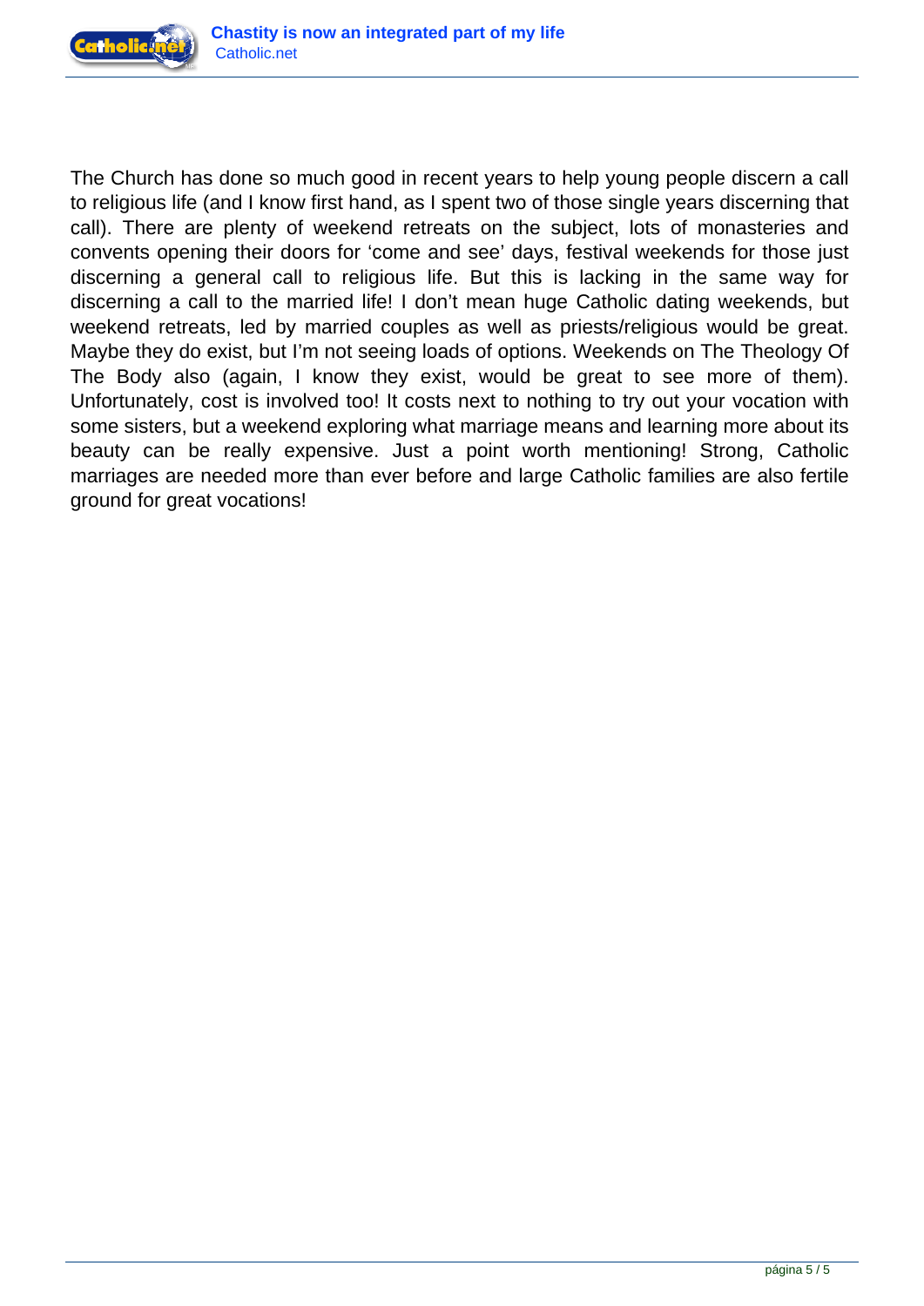The Church has done so much good in recent years to help young people discern a call to religious life (and I know first hand, as I spent two of those single years discerning that call). There are plenty of weekend retreats on the subject, lots of monasteries and convents opening their doors for 'come and see' days, festival weekends for those just discerning a general call to religious life. But this is lacking in the same way for discerning a call to the married life! I don't mean huge Catholic dating weekends, but weekend retreats, led by married couples as well as priests/religious would be great. Maybe they do exist, but I'm not seeing loads of options. Weekends on The Theology Of The Body also (again, I know they exist, would be great to see more of them). Unfortunately, cost is involved too! It costs next to nothing to try out your vocation with some sisters, but a weekend exploring what marriage means and learning more about its beauty can be really expensive. Just a point worth mentioning! Strong, Catholic marriages are needed more than ever before and large Catholic families are also fertile ground for great vocations!